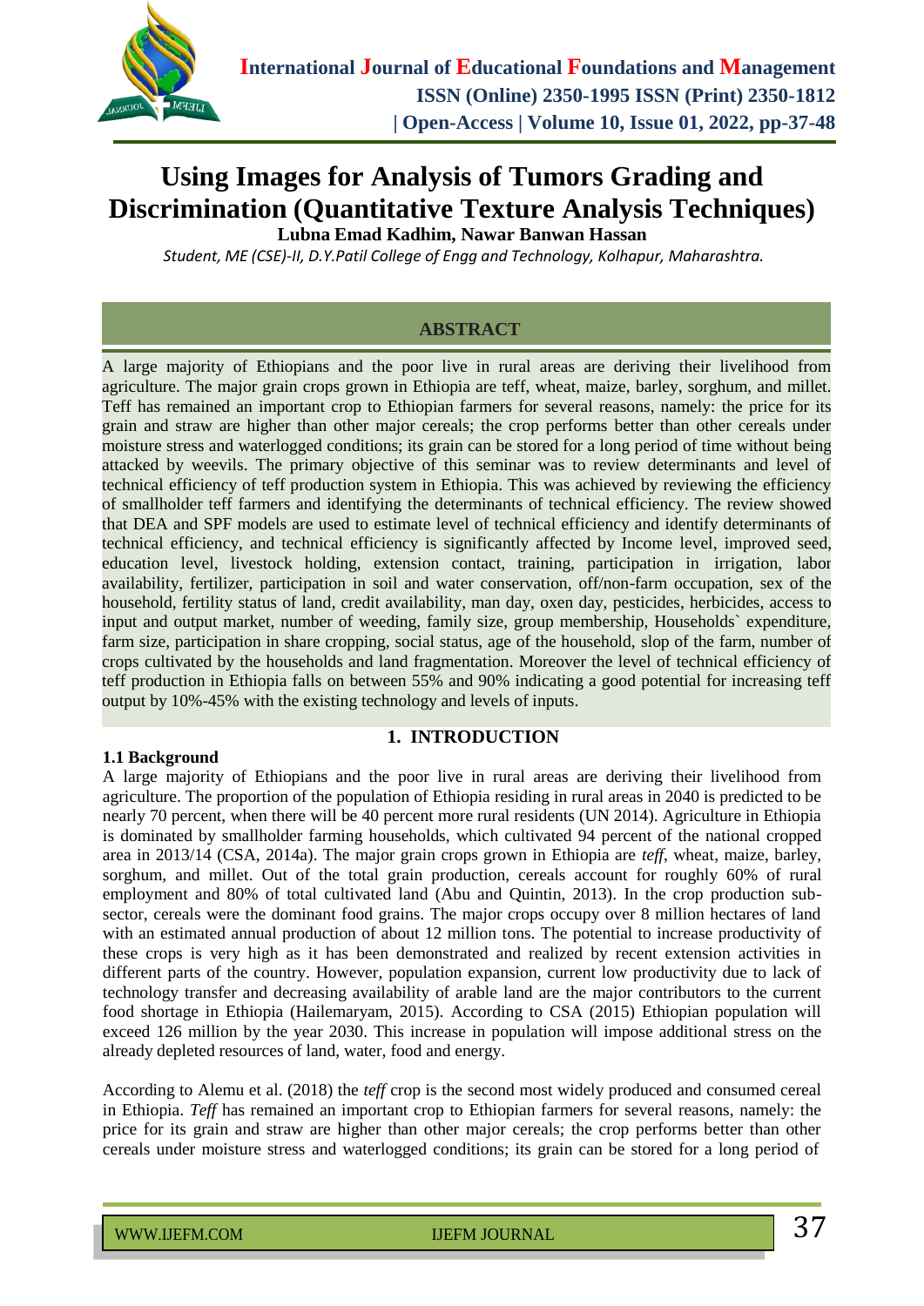# Using Images for Analysis of Tumors Grading and Discrimination (Quantitative Texture Analysis Techniques)

**Lubna Emad Kadhim, Nawar Banwan Hassan**

*Student, ME (CSE)-II, D.Y.Patil College of Engg and Technology, Kolhapur, Maharashtra.*

## ABSTRACT

A large majority of Ethiopians and the poor live in rural areas are deriving their livelihood from agriculture. The major grain crops grown in Ethiopia are teff, wheat, maize, barley, sorghum, and millet. Teff has remained an important crop to Ethiopian farmers for several reasons, namely: the price for its grain and straw are higher than other major cereals; the crop performs better than other cereals under moisture stress and waterlogged conditions; its grain can be stored for a long period of time without being attacked by weevils. The primary objective of this seminar was to review determinants and level of technical efficiency of teff production system in Ethiopia. This was achieved by reviewing the efficiency of smallholder teff farmers and identifying the determinants of technical efficiency. The review showed that DEA and SPF models are used to estimate level of technical efficiency and identify determinants of technical efficiency, and technical efficiency is significantly affected by Income level, improved seed, education level, livestock holding, extension contact, training, participation in irrigation, labor availability, fertilizer, participation in soil and water conservation, off/non-farm occupation, sex of the household, fertility status of land, credit availability, man day, oxen day, pesticides, herbicides, access to input and output market, number of weeding, family size, group membership, Households` expenditure, farm size, participation in share cropping, social status, age of the household, slop of the farm, number of crops cultivated by the households and land fragmentation. Moreover the level of technical efficiency of teff production in Ethiopia falls on between 55% and 90% indicating a good potential for increasing teff output by 10%-45% with the existing technology and levels of inputs.

## 1. INTRODUCTION

### 1.1 Background

A large majority of Ethiopians and the poor live in rural areas are deriving their livelihood from agriculture. The proportion of the population of Ethiopia residing in rural areas in 2040 is predicted to be nearly 70 percent, when there will be 40 percent more rural residents (UN 2014). Agriculture in Ethiopia is dominated by smallholder farming households, which cultivated 94 percent of the national cropped area in 2013/14 (CSA, 2014a). The major grain crops grown in Ethiopia are *teff*, wheat, maize, barley, sorghum, and millet. Out of the total grain production, cereals account for roughly 60% of rural employment and 80% of total cultivated land (Abu and Quintin, 2013). In the crop production sub-sector, cereals were the dominant food grains. The major crops occupy over 8 million hectares of land with an estimated annual production of about 12 million tons. The potential to increase productivity of these crops is very high as it has been demonstrated and realized by recent extension activities in different parts of the country. However, population expansion, current low productivity due to lack of technology transfer and decreasing availability of arable land are the major contributors to the current food shortage in Ethiopia (Hailemaryam, 2015). According to CSA (2015) Ethiopian population will exceed 126 million by the year 2030. This increase in population will impose additional stress on the already depleted resources of land, water, food and energy.

According to Alemu et al. (2018) the *teff* crop is the second most widely produced and consumed cereal in Ethiopia. *Teff* has remained an important crop to Ethiopian farmers for several reasons, namely: the price for its grain and straw are higher than other major cereals; the crop performs better than other cereals under moisture stress and waterlogged conditions; its grain can be stored for a long period of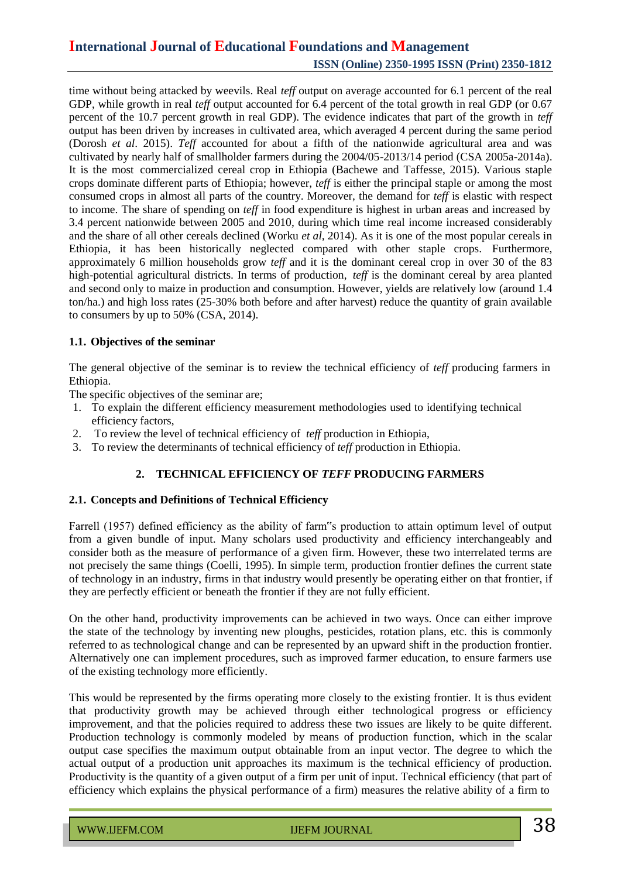time without being attacked by weevils. Real *teff* output on average accounted for 6.1 percent of the real GDP, while growth in real *teff* output accounted for 6.4 percent of the total growth in real GDP (or 0.67 percent of the 10.7 percent growth in real GDP). The evidence indicates that part of the growth in *teff* output has been driven by increases in cultivated area, which averaged 4 percent during the same period (Dorosh *et al*. 2015). *Teff* accounted for about a fifth of the nationwide agricultural area and was cultivated by nearly half of smallholder farmers during the 2004/05-2013/14 period (CSA 2005a-2014a). It is the most commercialized cereal crop in Ethiopia (Bachewe and Taffesse, 2015). Various staple crops dominate different parts of Ethiopia; however, *teff* is either the principal staple or among the most consumed crops in almost all parts of the country. Moreover, the demand for *teff* is elastic with respect to income. The share of spending on *teff* in food expenditure is highest in urban areas and increased by 3.4 percent nationwide between 2005 and 2010, during which time real income increased considerably and the share of all other cereals declined (Worku *et al*, 2014). As it is one of the most popular cereals in Ethiopia, it has been historically neglected compared with other staple crops. Furthermore, approximately 6 million households grow *teff* and it is the dominant cereal crop in over 30 of the 83 high-potential agricultural districts. In terms of production, *teff* is the dominant cereal by area planted and second only to maize in production and consumption. However, yields are relatively low (around 1.4 ton/ha.) and high loss rates (25-30% both before and after harvest) reduce the quantity of grain available to consumers by up to 50% (CSA, 2014).

### 1.1. Objectives of the seminar

The general objective of the seminar is to review the technical efficiency of *teff* producing farmers in Ethiopia.

The specific objectives of the seminar are;

1. To explain the different efficiency measurement methodologies used to identifying technical efficiency factors,
2. To review the level of technical efficiency of *teff* production in Ethiopia,
3. To review the determinants of technical efficiency of *teff* production in Ethiopia.

## 2. TECHNICAL EFFICIENCY OF *TEFF* PRODUCING FARMERS

### 2.1. Concepts and Definitions of Technical Efficiency

Farrell (1957) defined efficiency as the ability of farm"s production to attain optimum level of output from a given bundle of input. Many scholars used productivity and efficiency interchangeably and consider both as the measure of performance of a given firm. However, these two interrelated terms are not precisely the same things (Coelli, 1995). In simple term, production frontier defines the current state of technology in an industry, firms in that industry would presently be operating either on that frontier, if they are perfectly efficient or beneath the frontier if they are not fully efficient.

On the other hand, productivity improvements can be achieved in two ways. Once can either improve the state of the technology by inventing new ploughs, pesticides, rotation plans, etc. this is commonly referred to as technological change and can be represented by an upward shift in the production frontier. Alternatively one can implement procedures, such as improved farmer education, to ensure farmers use of the existing technology more efficiently.

This would be represented by the firms operating more closely to the existing frontier. It is thus evident that productivity growth may be achieved through either technological progress or efficiency improvement, and that the policies required to address these two issues are likely to be quite different. Production technology is commonly modeled by means of production function, which in the scalar output case specifies the maximum output obtainable from an input vector. The degree to which the actual output of a production unit approaches its maximum is the technical efficiency of production. Productivity is the quantity of a given output of a firm per unit of input. Technical efficiency (that part of efficiency which explains the physical performance of a firm) measures the relative ability of a firm to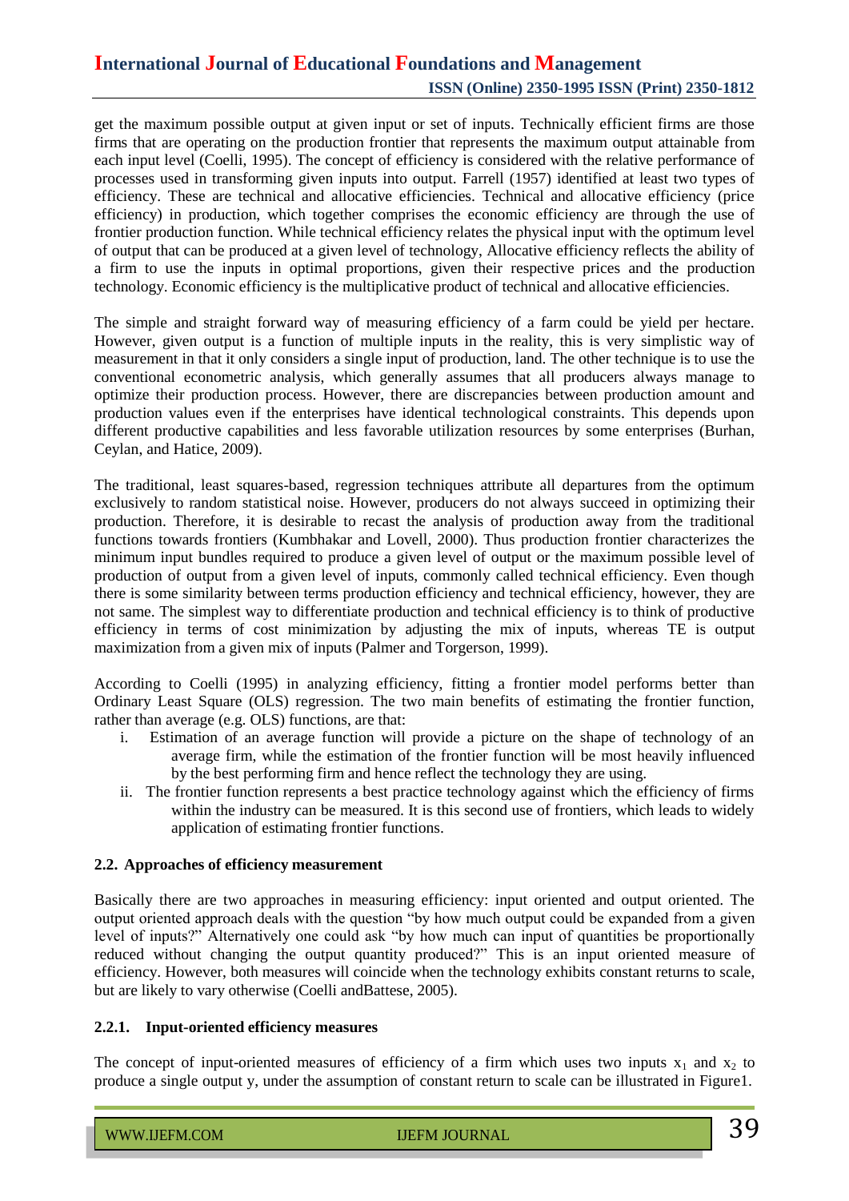get the maximum possible output at given input or set of inputs. Technically efficient firms are those firms that are operating on the production frontier that represents the maximum output attainable from each input level (Coelli, 1995). The concept of efficiency is considered with the relative performance of processes used in transforming given inputs into output. Farrell (1957) identified at least two types of efficiency. These are technical and allocative efficiencies. Technical and allocative efficiency (price efficiency) in production, which together comprises the economic efficiency are through the use of frontier production function. While technical efficiency relates the physical input with the optimum level of output that can be produced at a given level of technology, Allocative efficiency reflects the ability of a firm to use the inputs in optimal proportions, given their respective prices and the production technology. Economic efficiency is the multiplicative product of technical and allocative efficiencies.

The simple and straight forward way of measuring efficiency of a farm could be yield per hectare. However, given output is a function of multiple inputs in the reality, this is very simplistic way of measurement in that it only considers a single input of production, land. The other technique is to use the conventional econometric analysis, which generally assumes that all producers always manage to optimize their production process. However, there are discrepancies between production amount and production values even if the enterprises have identical technological constraints. This depends upon different productive capabilities and less favorable utilization resources by some enterprises (Burhan, Ceylan, and Hatice, 2009).

The traditional, least squares-based, regression techniques attribute all departures from the optimum exclusively to random statistical noise. However, producers do not always succeed in optimizing their production. Therefore, it is desirable to recast the analysis of production away from the traditional functions towards frontiers (Kumbhakar and Lovell, 2000). Thus production frontier characterizes the minimum input bundles required to produce a given level of output or the maximum possible level of production of output from a given level of inputs, commonly called technical efficiency. Even though there is some similarity between terms production efficiency and technical efficiency, however, they are not same. The simplest way to differentiate production and technical efficiency is to think of productive efficiency in terms of cost minimization by adjusting the mix of inputs, whereas TE is output maximization from a given mix of inputs (Palmer and Torgerson, 1999).

According to Coelli (1995) in analyzing efficiency, fitting a frontier model performs better than Ordinary Least Square (OLS) regression. The two main benefits of estimating the frontier function, rather than average (e.g. OLS) functions, are that:

i. Estimation of an average function will provide a picture on the shape of technology of an average firm, while the estimation of the frontier function will be most heavily influenced by the best performing firm and hence reflect the technology they are using.

ii. The frontier function represents a best practice technology against which the efficiency of firms within the industry can be measured. It is this second use of frontiers, which leads to widely application of estimating frontier functions.

### 2.2. Approaches of efficiency measurement

Basically there are two approaches in measuring efficiency: input oriented and output oriented. The output oriented approach deals with the question "by how much output could be expanded from a given level of inputs?" Alternatively one could ask "by how much can input of quantities be proportionally reduced without changing the output quantity produced?" This is an input oriented measure of efficiency. However, both measures will coincide when the technology exhibits constant returns to scale, but are likely to vary otherwise (Coelli andBattese, 2005).

#### 2.2.1. Input-oriented efficiency measures

The concept of input-oriented measures of efficiency of a firm which uses two inputs $x_1$ and $x_2$ to produce a single output y, under the assumption of constant return to scale can be illustrated in Figure1.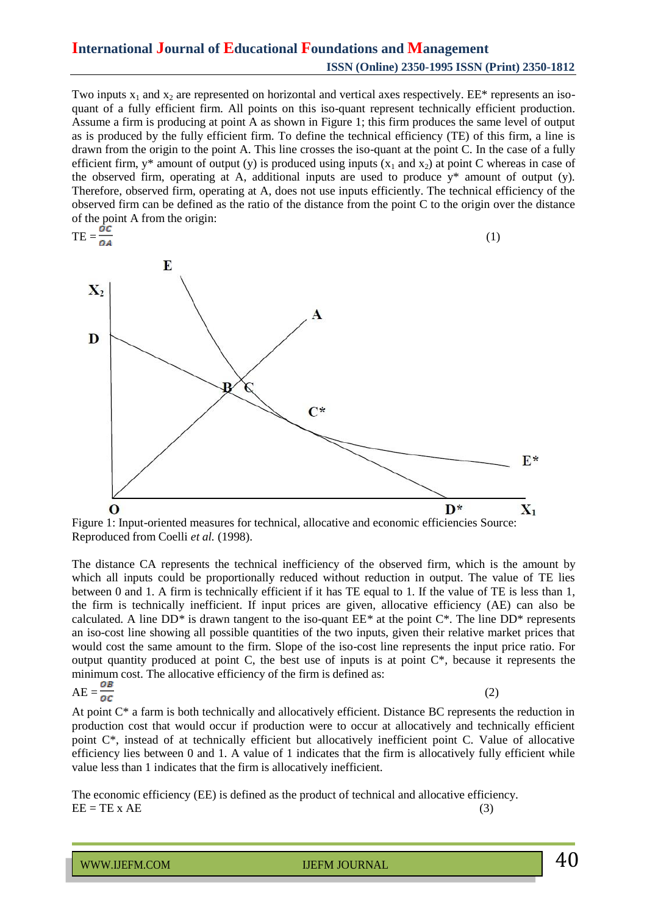Two inputs $x_1$ and $x_2$ are represented on horizontal and vertical axes respectively. EE* represents an iso-quant of a fully efficient firm. All points on this iso-quant represent technically efficient production. Assume a firm is producing at point A as shown in Figure 1; this firm produces the same level of output as is produced by the fully efficient firm. To define the technical efficiency (TE) of this firm, a line is drawn from the origin to the point A. This line crosses the iso-quant at the point C. In the case of a fully efficient firm, y* amount of output (y) is produced using inputs ($x_1$ and $x_2$) at point C whereas in case of the observed firm, operating at A, additional inputs are used to produce y* amount of output (y). Therefore, observed firm, operating at A, does not use inputs efficiently. The technical efficiency of the observed firm can be defined as the ratio of the distance from the point C to the origin over the distance of the point A from the origin:

$$TE = \frac{OC}{OA} \tag{1}$$

Figure 1: Input-oriented measures for technical, allocative and economic efficiencies Source: Reproduced from Coelli *et al.* (1998).

The distance CA represents the technical inefficiency of the observed firm, which is the amount by which all inputs could be proportionally reduced without reduction in output. The value of TE lies between 0 and 1. A firm is technically efficient if it has TE equal to 1. If the value of TE is less than 1, the firm is technically inefficient. If input prices are given, allocative efficiency (AE) can also be calculated. A line DD* is drawn tangent to the iso-quant EE* at the point C*. The line DD* represents an iso-cost line showing all possible quantities of the two inputs, given their relative market prices that would cost the same amount to the firm. Slope of the iso-cost line represents the input price ratio. For output quantity produced at point C, the best use of inputs is at point C*, because it represents the minimum cost. The allocative efficiency of the firm is defined as:

$$AE = \frac{OB}{OC} \tag{2}$$

At point C* a farm is both technically and allocatively efficient. Distance BC represents the reduction in production cost that would occur if production were to occur at allocatively and technically efficient point C*, instead of at technically efficient but allocatively inefficient point C. Value of allocative efficiency lies between 0 and 1. A value of 1 indicates that the firm is allocatively fully efficient while value less than 1 indicates that the firm is allocatively inefficient.

The economic efficiency (EE) is defined as the product of technical and allocative efficiency.

$$EE = TE \times AE \tag{3}$$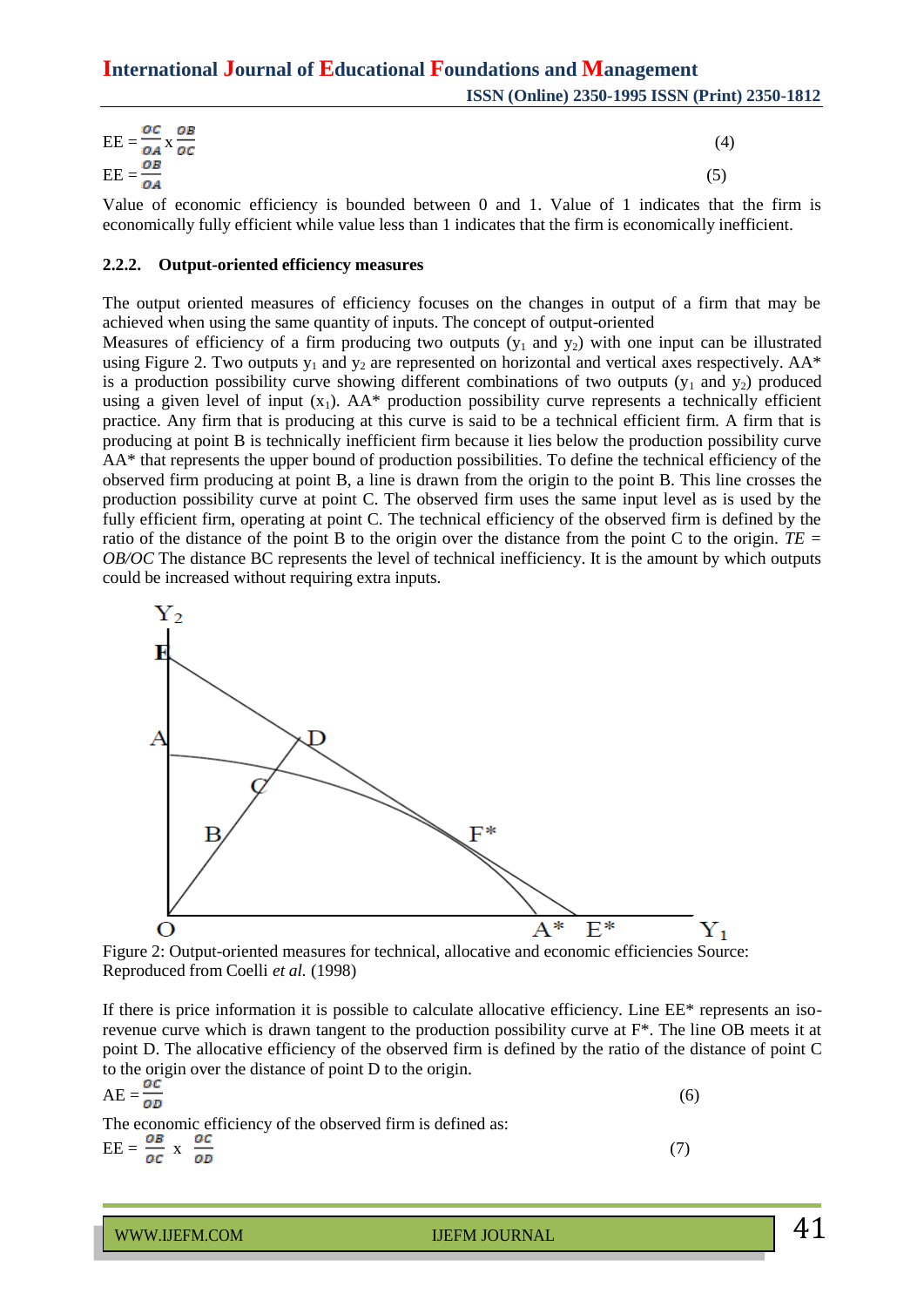$$EE = \frac{OC}{OA} \times \frac{OB}{OC} \tag{4}$$

$$EE = \frac{OB}{OA} \tag{5}$$

Value of economic efficiency is bounded between 0 and 1. Value of 1 indicates that the firm is economically fully efficient while value less than 1 indicates that the firm is economically inefficient.

### 2.2.2. Output-oriented efficiency measures

The output oriented measures of efficiency focuses on the changes in output of a firm that may be achieved when using the same quantity of inputs. The concept of output-oriented

Measures of efficiency of a firm producing two outputs ($y_1$ and $y_2$) with one input can be illustrated using Figure 2. Two outputs $y_1$ and $y_2$ are represented on horizontal and vertical axes respectively. AA* is a production possibility curve showing different combinations of two outputs ($y_1$ and $y_2$) produced using a given level of input ($x_1$). AA* production possibility curve represents a technically efficient practice. Any firm that is producing at this curve is said to be a technical efficient firm. A firm that is producing at point B is technically inefficient firm because it lies below the production possibility curve AA* that represents the upper bound of production possibilities. To define the technical efficiency of the observed firm producing at point B, a line is drawn from the origin to the point B. This line crosses the production possibility curve at point C. The observed firm uses the same input level as is used by the fully efficient firm, operating at point C. The technical efficiency of the observed firm is defined by the ratio of the distance of the point B to the origin over the distance from the point C to the origin. *TE = OB/OC* The distance BC represents the level of technical inefficiency. It is the amount by which outputs could be increased without requiring extra inputs.

Figure 2: Output-oriented measures for technical, allocative and economic efficiencies Source: Reproduced from Coelli *et al.* (1998)

If there is price information it is possible to calculate allocative efficiency. Line EE* represents an iso-revenue curve which is drawn tangent to the production possibility curve at F*. The line OB meets it at point D. The allocative efficiency of the observed firm is defined by the ratio of the distance of point C to the origin over the distance of point D to the origin.

$$AE = \frac{OC}{OD} \tag{6}$$

The economic efficiency of the observed firm is defined as:

$$EE = \frac{OB}{OC} \times \frac{OC}{OD} \tag{7}$$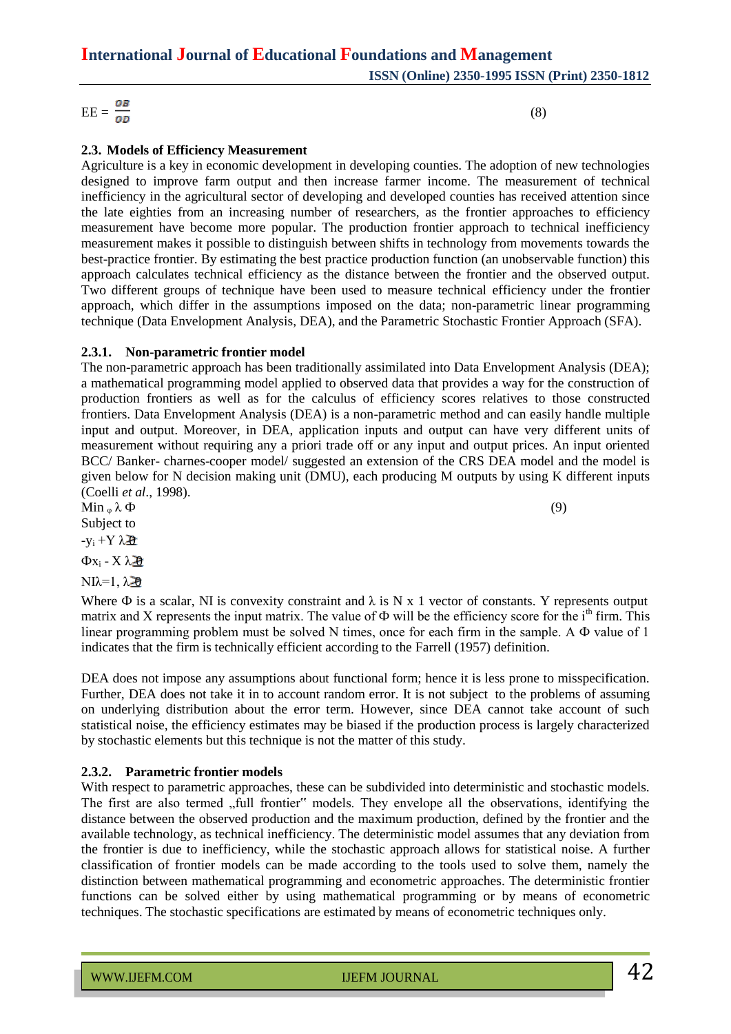$$EE = \frac{OB}{OD} \quad (8)$$

### 2.3. Models of Efficiency Measurement

Agriculture is a key in economic development in developing counties. The adoption of new technologies designed to improve farm output and then increase farmer income. The measurement of technical inefficiency in the agricultural sector of developing and developed counties has received attention since the late eighties from an increasing number of researchers, as the frontier approaches to efficiency measurement have become more popular. The production frontier approach to technical inefficiency measurement makes it possible to distinguish between shifts in technology from movements towards the best-practice frontier. By estimating the best practice production function (an unobservable function) this approach calculates technical efficiency as the distance between the frontier and the observed output. Two different groups of technique have been used to measure technical efficiency under the frontier approach, which differ in the assumptions imposed on the data; non-parametric linear programming technique (Data Envelopment Analysis, DEA), and the Parametric Stochastic Frontier Approach (SFA).

#### 2.3.1. Non-parametric frontier model

The non-parametric approach has been traditionally assimilated into Data Envelopment Analysis (DEA); a mathematical programming model applied to observed data that provides a way for the construction of production frontiers as well as for the calculus of efficiency scores relatives to those constructed frontiers. Data Envelopment Analysis (DEA) is a non-parametric method and can easily handle multiple input and output. Moreover, in DEA, application inputs and output can have very different units of measurement without requiring any a priori trade off or any input and output prices. An input oriented BCC/ Banker- charnes-cooper model/ suggested an extension of the CRS DEA model and the model is given below for N decision making unit (DMU), each producing M outputs by using K different inputs (Coelli *et al*., 1998).

$$\text{Min}_{\varphi}\ \lambda\ \Phi \quad (9)$$

Subject to

$$-y_i + Y\lambda \geq 0$$

$$\Phi x_i - X\lambda \geq 0$$

$$NI\lambda = 1,\ \lambda \geq 0$$

Where $\Phi$ is a scalar, NI is convexity constraint and $\lambda$ is N x 1 vector of constants. Y represents output matrix and X represents the input matrix. The value of $\Phi$ will be the efficiency score for the $i^{th}$ firm. This linear programming problem must be solved N times, once for each firm in the sample. A $\Phi$ value of 1 indicates that the firm is technically efficient according to the Farrell (1957) definition.

DEA does not impose any assumptions about functional form; hence it is less prone to misspecification. Further, DEA does not take it in to account random error. It is not subject to the problems of assuming on underlying distribution about the error term. However, since DEA cannot take account of such statistical noise, the efficiency estimates may be biased if the production process is largely characterized by stochastic elements but this technique is not the matter of this study.

#### 2.3.2. Parametric frontier models

With respect to parametric approaches, these can be subdivided into deterministic and stochastic models. The first are also termed „full frontier" models. They envelope all the observations, identifying the distance between the observed production and the maximum production, defined by the frontier and the available technology, as technical inefficiency. The deterministic model assumes that any deviation from the frontier is due to inefficiency, while the stochastic approach allows for statistical noise. A further classification of frontier models can be made according to the tools used to solve them, namely the distinction between mathematical programming and econometric approaches. The deterministic frontier functions can be solved either by using mathematical programming or by means of econometric techniques. The stochastic specifications are estimated by means of econometric techniques only.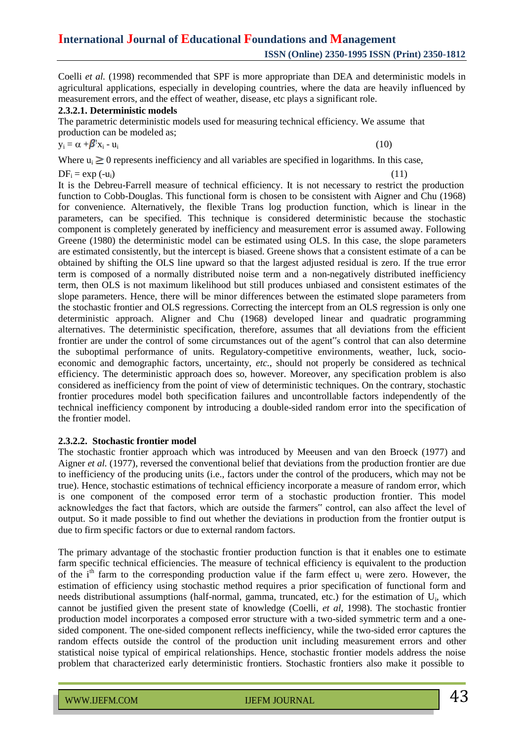Coelli *et al.* (1998) recommended that SPF is more appropriate than DEA and deterministic models in agricultural applications, especially in developing countries, where the data are heavily influenced by measurement errors, and the effect of weather, disease, etc plays a significant role.

#### 2.3.2.1. Deterministic models

The parametric deterministic models used for measuring technical efficiency. We assume that production can be modeled as;

$$y_i = \alpha + \beta' x_i - u_i \qquad (10)$$

Where $u_i \geq 0$ represents inefficiency and all variables are specified in logarithms. In this case,

$$DF_i = \exp(-u_i) \qquad (11)$$

It is the Debreu-Farrell measure of technical efficiency. It is not necessary to restrict the production function to Cobb-Douglas. This functional form is chosen to be consistent with Aigner and Chu (1968) for convenience. Alternatively, the flexible Trans log production function, which is linear in the parameters, can be specified. This technique is considered deterministic because the stochastic component is completely generated by inefficiency and measurement error is assumed away. Following Greene (1980) the deterministic model can be estimated using OLS. In this case, the slope parameters are estimated consistently, but the intercept is biased. Greene shows that a consistent estimate of a can be obtained by shifting the OLS line upward so that the largest adjusted residual is zero. If the true error term is composed of a normally distributed noise term and a non-negatively distributed inefficiency term, then OLS is not maximum likelihood but still produces unbiased and consistent estimates of the slope parameters. Hence, there will be minor differences between the estimated slope parameters from the stochastic frontier and OLS regressions. Correcting the intercept from an OLS regression is only one deterministic approach. Aligner and Chu (1968) developed linear and quadratic programming alternatives. The deterministic specification, therefore, assumes that all deviations from the efficient frontier are under the control of some circumstances out of the agent‟s control that can also determine the suboptimal performance of units. Regulatory-competitive environments, weather, luck, socio-economic and demographic factors, uncertainty, *etc.*, should not properly be considered as technical efficiency. The deterministic approach does so, however. Moreover, any specification problem is also considered as inefficiency from the point of view of deterministic techniques. On the contrary, stochastic frontier procedures model both specification failures and uncontrollable factors independently of the technical inefficiency component by introducing a double-sided random error into the specification of the frontier model.

#### 2.3.2.2. Stochastic frontier model

The stochastic frontier approach which was introduced by Meeusen and van den Broeck (1977) and Aigner *et al.* (1977), reversed the conventional belief that deviations from the production frontier are due to inefficiency of the producing units (i.e., factors under the control of the producers, which may not be true). Hence, stochastic estimations of technical efficiency incorporate a measure of random error, which is one component of the composed error term of a stochastic production frontier. This model acknowledges the fact that factors, which are outside the farmers‟ control, can also affect the level of output. So it made possible to find out whether the deviations in production from the frontier output is due to firm specific factors or due to external random factors.

The primary advantage of the stochastic frontier production function is that it enables one to estimate farm specific technical efficiencies. The measure of technical efficiency is equivalent to the production of the $i^{th}$ farm to the corresponding production value if the farm effect $u_i$ were zero. However, the estimation of efficiency using stochastic method requires a prior specification of functional form and needs distributional assumptions (half-normal, gamma, truncated, etc.) for the estimation of $U_i$, which cannot be justified given the present state of knowledge (Coelli, *et al*, 1998). The stochastic frontier production model incorporates a composed error structure with a two-sided symmetric term and a one-sided component. The one-sided component reflects inefficiency, while the two-sided error captures the random effects outside the control of the production unit including measurement errors and other statistical noise typical of empirical relationships. Hence, stochastic frontier models address the noise problem that characterized early deterministic frontiers. Stochastic frontiers also make it possible to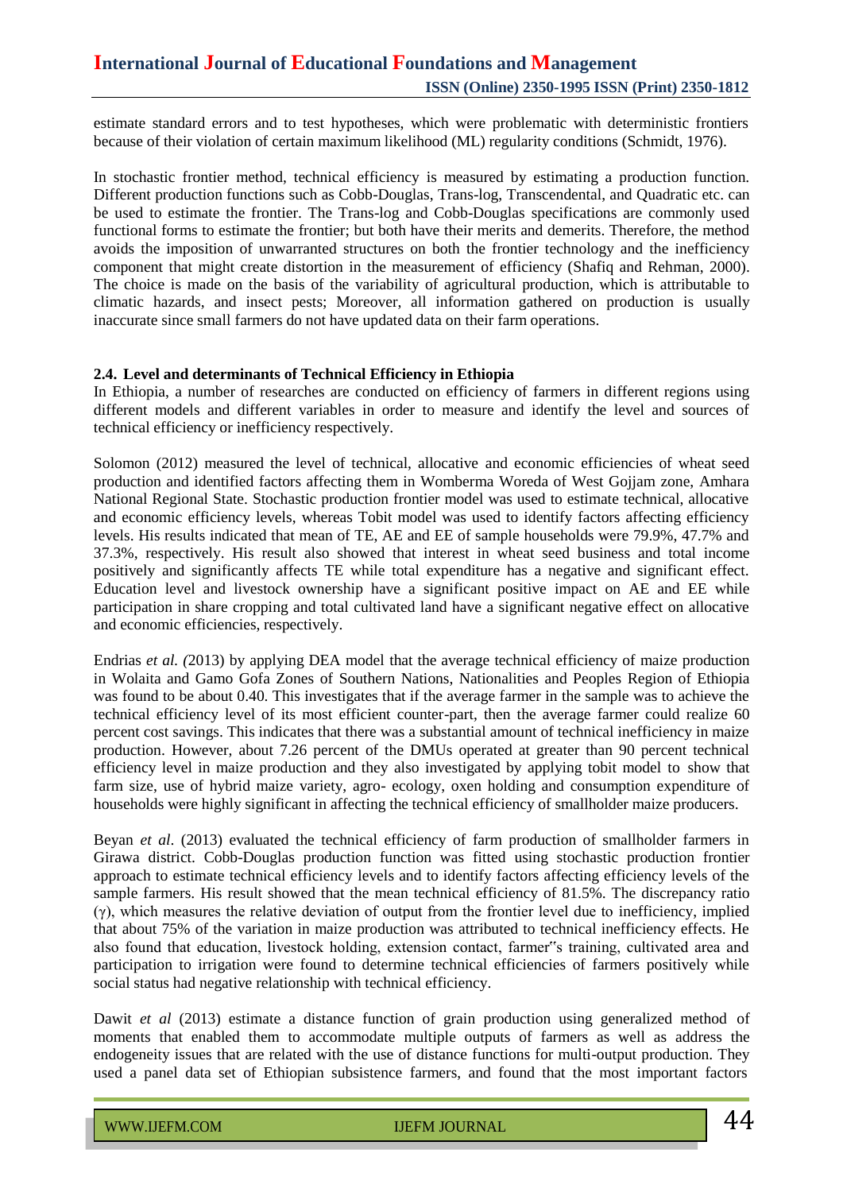estimate standard errors and to test hypotheses, which were problematic with deterministic frontiers because of their violation of certain maximum likelihood (ML) regularity conditions (Schmidt, 1976).

In stochastic frontier method, technical efficiency is measured by estimating a production function. Different production functions such as Cobb-Douglas, Trans-log, Transcendental, and Quadratic etc. can be used to estimate the frontier. The Trans-log and Cobb-Douglas specifications are commonly used functional forms to estimate the frontier; but both have their merits and demerits. Therefore, the method avoids the imposition of unwarranted structures on both the frontier technology and the inefficiency component that might create distortion in the measurement of efficiency (Shafiq and Rehman, 2000). The choice is made on the basis of the variability of agricultural production, which is attributable to climatic hazards, and insect pests; Moreover, all information gathered on production is usually inaccurate since small farmers do not have updated data on their farm operations.

### 2.4. Level and determinants of Technical Efficiency in Ethiopia

In Ethiopia, a number of researches are conducted on efficiency of farmers in different regions using different models and different variables in order to measure and identify the level and sources of technical efficiency or inefficiency respectively.

Solomon (2012) measured the level of technical, allocative and economic efficiencies of wheat seed production and identified factors affecting them in Womberma Woreda of West Gojjam zone, Amhara National Regional State. Stochastic production frontier model was used to estimate technical, allocative and economic efficiency levels, whereas Tobit model was used to identify factors affecting efficiency levels. His results indicated that mean of TE, AE and EE of sample households were 79.9%, 47.7% and 37.3%, respectively. His result also showed that interest in wheat seed business and total income positively and significantly affects TE while total expenditure has a negative and significant effect. Education level and livestock ownership have a significant positive impact on AE and EE while participation in share cropping and total cultivated land have a significant negative effect on allocative and economic efficiencies, respectively.

Endrias *et al. (*2013) by applying DEA model that the average technical efficiency of maize production in Wolaita and Gamo Gofa Zones of Southern Nations, Nationalities and Peoples Region of Ethiopia was found to be about 0.40. This investigates that if the average farmer in the sample was to achieve the technical efficiency level of its most efficient counter-part, then the average farmer could realize 60 percent cost savings. This indicates that there was a substantial amount of technical inefficiency in maize production. However, about 7.26 percent of the DMUs operated at greater than 90 percent technical efficiency level in maize production and they also investigated by applying tobit model to show that farm size, use of hybrid maize variety, agro- ecology, oxen holding and consumption expenditure of households were highly significant in affecting the technical efficiency of smallholder maize producers.

Beyan *et al*. (2013) evaluated the technical efficiency of farm production of smallholder farmers in Girawa district. Cobb-Douglas production function was fitted using stochastic production frontier approach to estimate technical efficiency levels and to identify factors affecting efficiency levels of the sample farmers. His result showed that the mean technical efficiency of 81.5%. The discrepancy ratio ($\gamma$), which measures the relative deviation of output from the frontier level due to inefficiency, implied that about 75% of the variation in maize production was attributed to technical inefficiency effects. He also found that education, livestock holding, extension contact, farmer‟s training, cultivated area and participation to irrigation were found to determine technical efficiencies of farmers positively while social status had negative relationship with technical efficiency.

Dawit *et al* (2013) estimate a distance function of grain production using generalized method of moments that enabled them to accommodate multiple outputs of farmers as well as address the endogeneity issues that are related with the use of distance functions for multi-output production. They used a panel data set of Ethiopian subsistence farmers, and found that the most important factors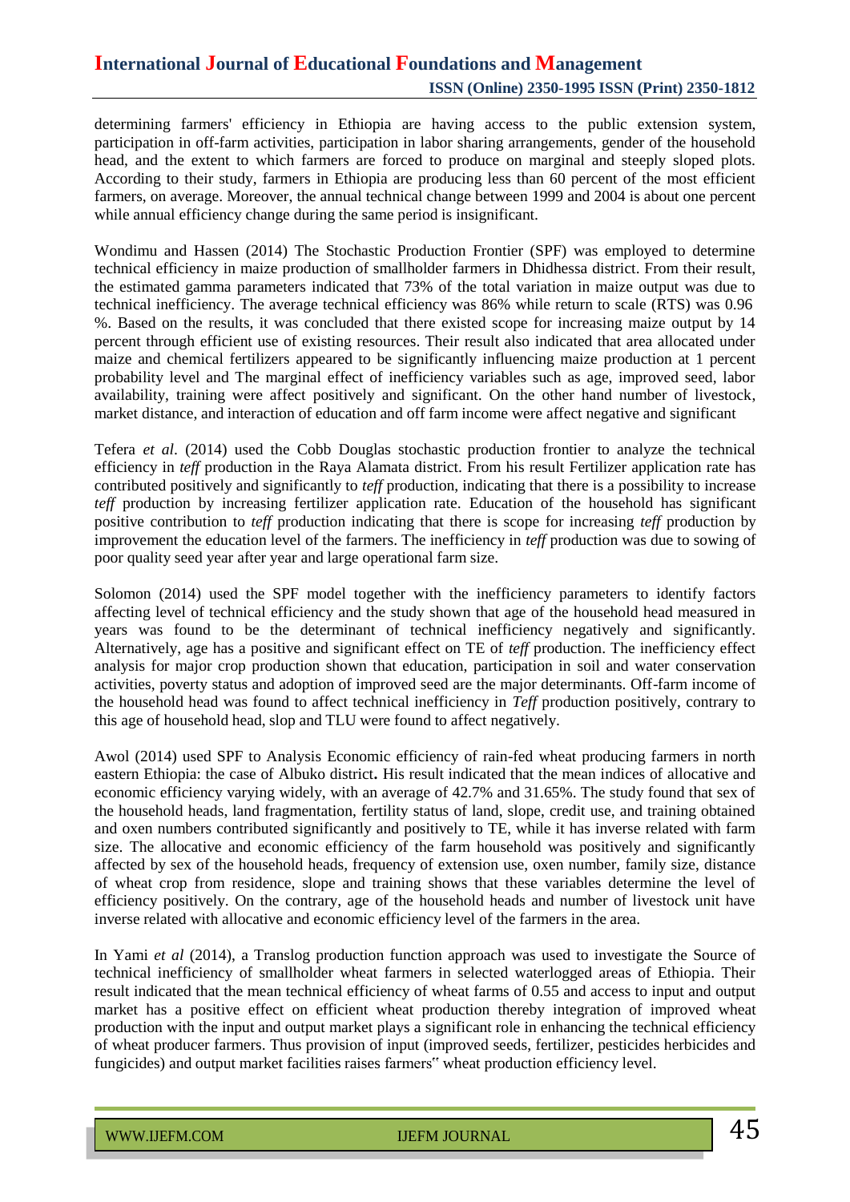determining farmers' efficiency in Ethiopia are having access to the public extension system, participation in off-farm activities, participation in labor sharing arrangements, gender of the household head, and the extent to which farmers are forced to produce on marginal and steeply sloped plots. According to their study, farmers in Ethiopia are producing less than 60 percent of the most efficient farmers, on average. Moreover, the annual technical change between 1999 and 2004 is about one percent while annual efficiency change during the same period is insignificant.

Wondimu and Hassen (2014) The Stochastic Production Frontier (SPF) was employed to determine technical efficiency in maize production of smallholder farmers in Dhidhessa district. From their result, the estimated gamma parameters indicated that 73% of the total variation in maize output was due to technical inefficiency. The average technical efficiency was 86% while return to scale (RTS) was 0.96 %. Based on the results, it was concluded that there existed scope for increasing maize output by 14 percent through efficient use of existing resources. Their result also indicated that area allocated under maize and chemical fertilizers appeared to be significantly influencing maize production at 1 percent probability level and The marginal effect of inefficiency variables such as age, improved seed, labor availability, training were affect positively and significant. On the other hand number of livestock, market distance, and interaction of education and off farm income were affect negative and significant

Tefera *et al*. (2014) used the Cobb Douglas stochastic production frontier to analyze the technical efficiency in *teff* production in the Raya Alamata district. From his result Fertilizer application rate has contributed positively and significantly to *teff* production, indicating that there is a possibility to increase *teff* production by increasing fertilizer application rate. Education of the household has significant positive contribution to *teff* production indicating that there is scope for increasing *teff* production by improvement the education level of the farmers. The inefficiency in *teff* production was due to sowing of poor quality seed year after year and large operational farm size.

Solomon (2014) used the SPF model together with the inefficiency parameters to identify factors affecting level of technical efficiency and the study shown that age of the household head measured in years was found to be the determinant of technical inefficiency negatively and significantly. Alternatively, age has a positive and significant effect on TE of *teff* production. The inefficiency effect analysis for major crop production shown that education, participation in soil and water conservation activities, poverty status and adoption of improved seed are the major determinants. Off-farm income of the household head was found to affect technical inefficiency in *Teff* production positively, contrary to this age of household head, slop and TLU were found to affect negatively.

Awol (2014) used SPF to Analysis Economic efficiency of rain-fed wheat producing farmers in north eastern Ethiopia: the case of Albuko district**.** His result indicated that the mean indices of allocative and economic efficiency varying widely, with an average of 42.7% and 31.65%. The study found that sex of the household heads, land fragmentation, fertility status of land, slope, credit use, and training obtained and oxen numbers contributed significantly and positively to TE, while it has inverse related with farm size. The allocative and economic efficiency of the farm household was positively and significantly affected by sex of the household heads, frequency of extension use, oxen number, family size, distance of wheat crop from residence, slope and training shows that these variables determine the level of efficiency positively. On the contrary, age of the household heads and number of livestock unit have inverse related with allocative and economic efficiency level of the farmers in the area.

In Yami *et al* (2014), a Translog production function approach was used to investigate the Source of technical inefficiency of smallholder wheat farmers in selected waterlogged areas of Ethiopia. Their result indicated that the mean technical efficiency of wheat farms of 0.55 and access to input and output market has a positive effect on efficient wheat production thereby integration of improved wheat production with the input and output market plays a significant role in enhancing the technical efficiency of wheat producer farmers. Thus provision of input (improved seeds, fertilizer, pesticides herbicides and fungicides) and output market facilities raises farmers‟ wheat production efficiency level.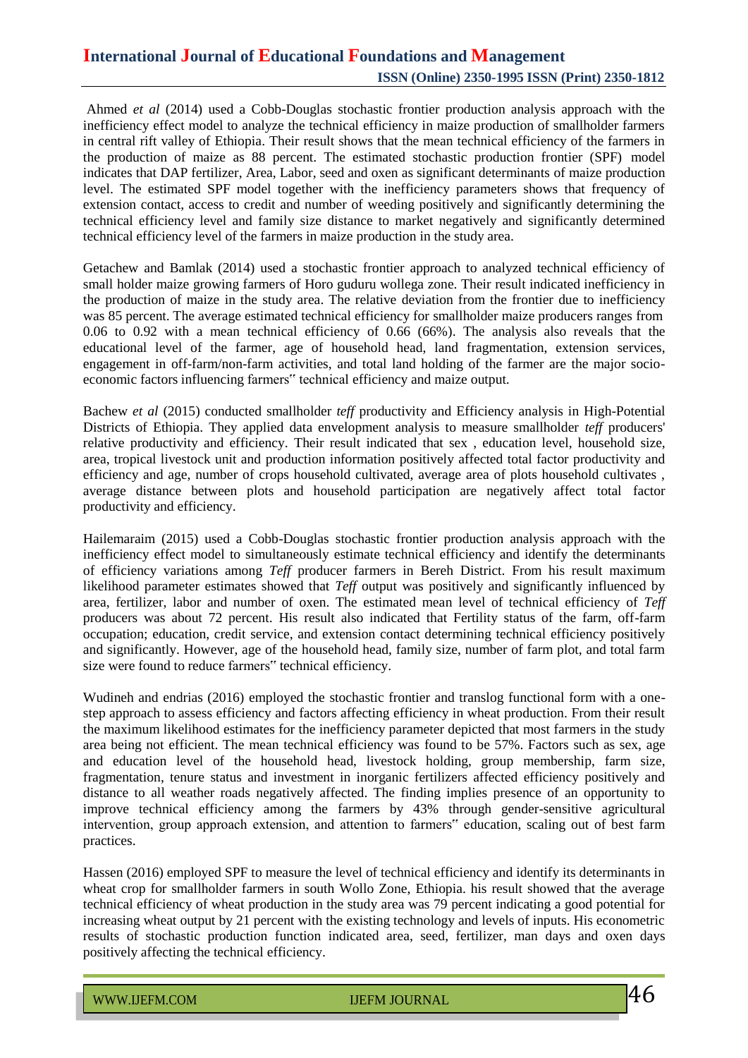Ahmed *et al* (2014) used a Cobb-Douglas stochastic frontier production analysis approach with the inefficiency effect model to analyze the technical efficiency in maize production of smallholder farmers in central rift valley of Ethiopia. Their result shows that the mean technical efficiency of the farmers in the production of maize as 88 percent. The estimated stochastic production frontier (SPF) model indicates that DAP fertilizer, Area, Labor, seed and oxen as significant determinants of maize production level. The estimated SPF model together with the inefficiency parameters shows that frequency of extension contact, access to credit and number of weeding positively and significantly determining the technical efficiency level and family size distance to market negatively and significantly determined technical efficiency level of the farmers in maize production in the study area.

Getachew and Bamlak (2014) used a stochastic frontier approach to analyzed technical efficiency of small holder maize growing farmers of Horo guduru wollega zone. Their result indicated inefficiency in the production of maize in the study area. The relative deviation from the frontier due to inefficiency was 85 percent. The average estimated technical efficiency for smallholder maize producers ranges from 0.06 to 0.92 with a mean technical efficiency of 0.66 (66%). The analysis also reveals that the educational level of the farmer, age of household head, land fragmentation, extension services, engagement in off-farm/non-farm activities, and total land holding of the farmer are the major socio-economic factors influencing farmers‟ technical efficiency and maize output.

Bachew *et al* (2015) conducted smallholder *teff* productivity and Efficiency analysis in High-Potential Districts of Ethiopia. They applied data envelopment analysis to measure smallholder *teff* producers' relative productivity and efficiency. Their result indicated that sex , education level, household size, area, tropical livestock unit and production information positively affected total factor productivity and efficiency and age, number of crops household cultivated, average area of plots household cultivates , average distance between plots and household participation are negatively affect total factor productivity and efficiency.

Hailemaraim (2015) used a Cobb-Douglas stochastic frontier production analysis approach with the inefficiency effect model to simultaneously estimate technical efficiency and identify the determinants of efficiency variations among *Teff* producer farmers in Bereh District. From his result maximum likelihood parameter estimates showed that *Teff* output was positively and significantly influenced by area, fertilizer, labor and number of oxen. The estimated mean level of technical efficiency of *Teff* producers was about 72 percent. His result also indicated that Fertility status of the farm, off-farm occupation; education, credit service, and extension contact determining technical efficiency positively and significantly. However, age of the household head, family size, number of farm plot, and total farm size were found to reduce farmers‟ technical efficiency.

Wudineh and endrias (2016) employed the stochastic frontier and translog functional form with a one-step approach to assess efficiency and factors affecting efficiency in wheat production. From their result the maximum likelihood estimates for the inefficiency parameter depicted that most farmers in the study area being not efficient. The mean technical efficiency was found to be 57%. Factors such as sex, age and education level of the household head, livestock holding, group membership, farm size, fragmentation, tenure status and investment in inorganic fertilizers affected efficiency positively and distance to all weather roads negatively affected. The finding implies presence of an opportunity to improve technical efficiency among the farmers by 43% through gender-sensitive agricultural intervention, group approach extension, and attention to farmers‟ education, scaling out of best farm practices.

Hassen (2016) employed SPF to measure the level of technical efficiency and identify its determinants in wheat crop for smallholder farmers in south Wollo Zone, Ethiopia. his result showed that the average technical efficiency of wheat production in the study area was 79 percent indicating a good potential for increasing wheat output by 21 percent with the existing technology and levels of inputs. His econometric results of stochastic production function indicated area, seed, fertilizer, man days and oxen days positively affecting the technical efficiency.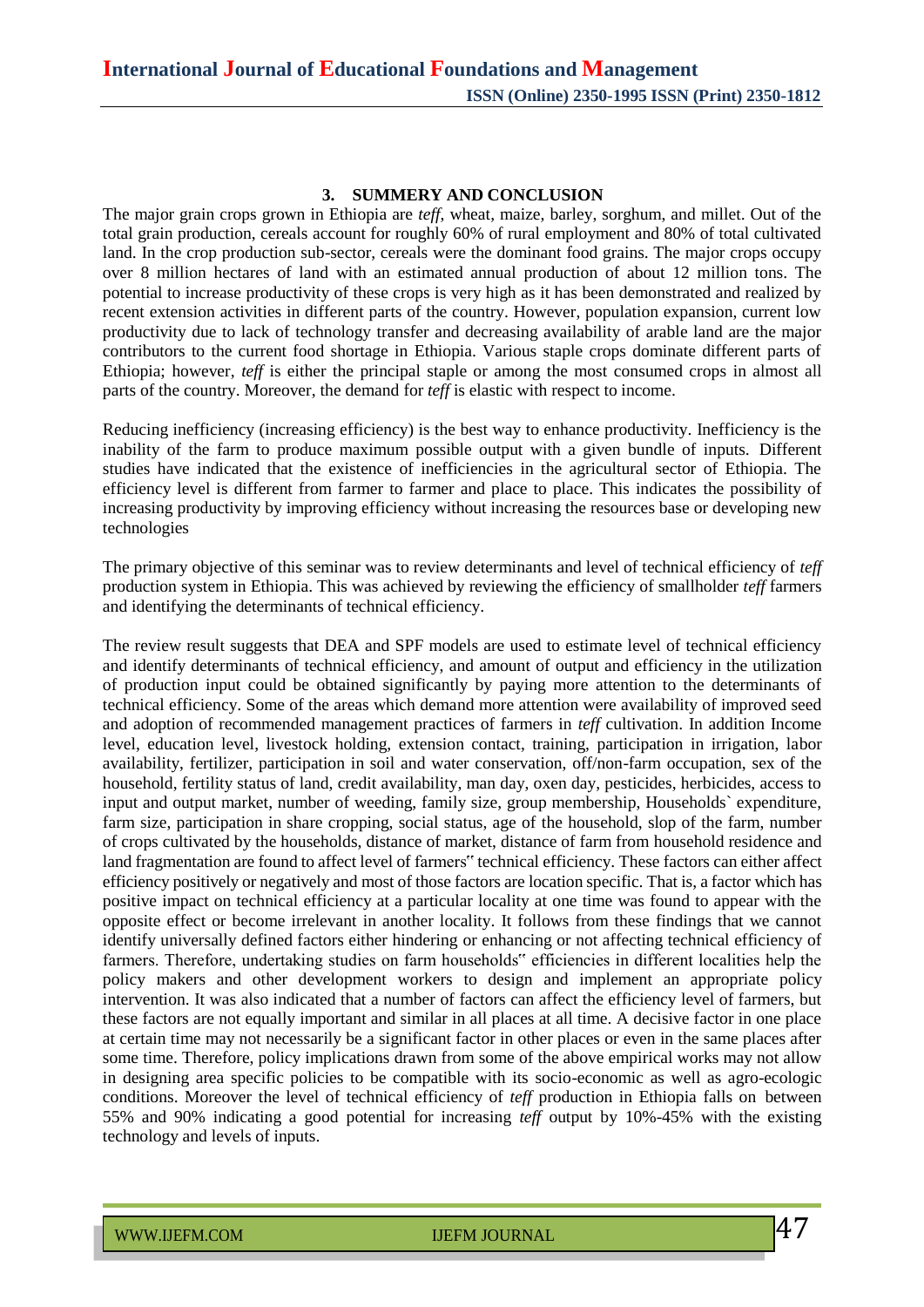## 3. SUMMERY AND CONCLUSION

The major grain crops grown in Ethiopia are *teff*, wheat, maize, barley, sorghum, and millet. Out of the total grain production, cereals account for roughly 60% of rural employment and 80% of total cultivated land. In the crop production sub-sector, cereals were the dominant food grains. The major crops occupy over 8 million hectares of land with an estimated annual production of about 12 million tons. The potential to increase productivity of these crops is very high as it has been demonstrated and realized by recent extension activities in different parts of the country. However, population expansion, current low productivity due to lack of technology transfer and decreasing availability of arable land are the major contributors to the current food shortage in Ethiopia. Various staple crops dominate different parts of Ethiopia; however, *teff* is either the principal staple or among the most consumed crops in almost all parts of the country. Moreover, the demand for *teff* is elastic with respect to income.

Reducing inefficiency (increasing efficiency) is the best way to enhance productivity. Inefficiency is the inability of the farm to produce maximum possible output with a given bundle of inputs. Different studies have indicated that the existence of inefficiencies in the agricultural sector of Ethiopia. The efficiency level is different from farmer to farmer and place to place. This indicates the possibility of increasing productivity by improving efficiency without increasing the resources base or developing new technologies

The primary objective of this seminar was to review determinants and level of technical efficiency of *teff* production system in Ethiopia. This was achieved by reviewing the efficiency of smallholder *teff* farmers and identifying the determinants of technical efficiency.

The review result suggests that DEA and SPF models are used to estimate level of technical efficiency and identify determinants of technical efficiency, and amount of output and efficiency in the utilization of production input could be obtained significantly by paying more attention to the determinants of technical efficiency. Some of the areas which demand more attention were availability of improved seed and adoption of recommended management practices of farmers in *teff* cultivation. In addition Income level, education level, livestock holding, extension contact, training, participation in irrigation, labor availability, fertilizer, participation in soil and water conservation, off/non-farm occupation, sex of the household, fertility status of land, credit availability, man day, oxen day, pesticides, herbicides, access to input and output market, number of weeding, family size, group membership, Households` expenditure, farm size, participation in share cropping, social status, age of the household, slop of the farm, number of crops cultivated by the households, distance of market, distance of farm from household residence and land fragmentation are found to affect level of farmers" technical efficiency. These factors can either affect efficiency positively or negatively and most of those factors are location specific. That is, a factor which has positive impact on technical efficiency at a particular locality at one time was found to appear with the opposite effect or become irrelevant in another locality. It follows from these findings that we cannot identify universally defined factors either hindering or enhancing or not affecting technical efficiency of farmers. Therefore, undertaking studies on farm households" efficiencies in different localities help the policy makers and other development workers to design and implement an appropriate policy intervention. It was also indicated that a number of factors can affect the efficiency level of farmers, but these factors are not equally important and similar in all places at all time. A decisive factor in one place at certain time may not necessarily be a significant factor in other places or even in the same places after some time. Therefore, policy implications drawn from some of the above empirical works may not allow in designing area specific policies to be compatible with its socio-economic as well as agro-ecologic conditions. Moreover the level of technical efficiency of *teff* production in Ethiopia falls on between 55% and 90% indicating a good potential for increasing *teff* output by 10%-45% with the existing technology and levels of inputs.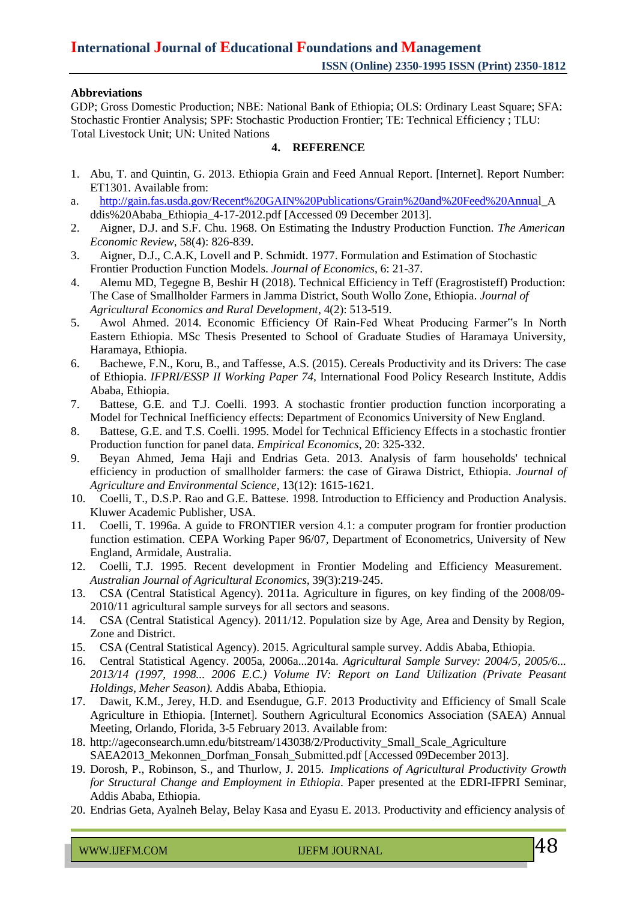**Abbreviations**

GDP; Gross Domestic Production; NBE: National Bank of Ethiopia; OLS: Ordinary Least Square; SFA: Stochastic Frontier Analysis; SPF: Stochastic Production Frontier; TE: Technical Efficiency ; TLU: Total Livestock Unit; UN: United Nations

## 4. REFERENCE

1. Abu, T. and Quintin, G. 2013. Ethiopia Grain and Feed Annual Report. [Internet]. Report Number: ET1301. Available from:

a. http://gain.fas.usda.gov/Recent%20GAIN%20Publications/Grain%20and%20Feed%20Annual_Addis%20Ababa_Ethiopia_4-17-2012.pdf [Accessed 09 December 2013].

2. Aigner, D.J. and S.F. Chu. 1968. On Estimating the Industry Production Function. *The American Economic Review*, 58(4): 826-839.
3. Aigner, D.J., C.A.K, Lovell and P. Schmidt. 1977. Formulation and Estimation of Stochastic Frontier Production Function Models. *Journal of Economics*, 6: 21-37.
4. Alemu MD, Tegegne B, Beshir H (2018). Technical Efficiency in Teff (Eragrostisteff) Production: The Case of Smallholder Farmers in Jamma District, South Wollo Zone, Ethiopia. *Journal of Agricultural Economics and Rural Development*, 4(2): 513-519.
5. Awol Ahmed. 2014. Economic Efficiency Of Rain-Fed Wheat Producing Farmer‟s In North Eastern Ethiopia. MSc Thesis Presented to School of Graduate Studies of Haramaya University, Haramaya, Ethiopia.
6. Bachewe, F.N., Koru, B., and Taffesse, A.S. (2015). Cereals Productivity and its Drivers: The case of Ethiopia. *IFPRI/ESSP II Working Paper 74*, International Food Policy Research Institute, Addis Ababa, Ethiopia.
7. Battese, G.E. and T.J. Coelli. 1993. A stochastic frontier production function incorporating a Model for Technical Inefficiency effects: Department of Economics University of New England.
8. Battese, G.E. and T.S. Coelli. 1995. Model for Technical Efficiency Effects in a stochastic frontier Production function for panel data. *Empirical Economics*, 20: 325-332.
9. Beyan Ahmed, Jema Haji and Endrias Geta. 2013. Analysis of farm households' technical efficiency in production of smallholder farmers: the case of Girawa District, Ethiopia. *Journal of Agriculture and Environmental Science*, 13(12): 1615-1621.
10. Coelli, T., D.S.P. Rao and G.E. Battese. 1998. Introduction to Efficiency and Production Analysis. Kluwer Academic Publisher, USA.
11. Coelli, T. 1996a. A guide to FRONTIER version 4.1: a computer program for frontier production function estimation. CEPA Working Paper 96/07, Department of Econometrics, University of New England, Armidale, Australia.
12. Coelli, T.J. 1995. Recent development in Frontier Modeling and Efficiency Measurement. *Australian Journal of Agricultural Economics*, 39(3):219-245.
13. CSA (Central Statistical Agency). 2011a. Agriculture in figures, on key finding of the 2008/09-2010/11 agricultural sample surveys for all sectors and seasons.
14. CSA (Central Statistical Agency). 2011/12. Population size by Age, Area and Density by Region, Zone and District.
15. CSA (Central Statistical Agency). 2015. Agricultural sample survey. Addis Ababa, Ethiopia.
16. Central Statistical Agency. 2005a, 2006a...2014a. *Agricultural Sample Survey: 2004/5, 2005/6... 2013/14 (1997, 1998... 2006 E.C.) Volume IV: Report on Land Utilization (Private Peasant Holdings, Meher Season).* Addis Ababa, Ethiopia.
17. Dawit, K.M., Jerey, H.D. and Esendugue, G.F. 2013 Productivity and Efficiency of Small Scale Agriculture in Ethiopia. [Internet]. Southern Agricultural Economics Association (SAEA) Annual Meeting, Orlando, Florida, 3-5 February 2013. Available from:
18. http://ageconsearch.umn.edu/bitstream/143038/2/Productivity_Small_Scale_Agriculture SAEA2013_Mekonnen_Dorfman_Fonsah_Submitted.pdf [Accessed 09December 2013].
19. Dorosh, P., Robinson, S., and Thurlow, J. 2015. *Implications of Agricultural Productivity Growth for Structural Change and Employment in Ethiopia*. Paper presented at the EDRI-IFPRI Seminar, Addis Ababa, Ethiopia.
20. Endrias Geta, Ayalneh Belay, Belay Kasa and Eyasu E. 2013. Productivity and efficiency analysis of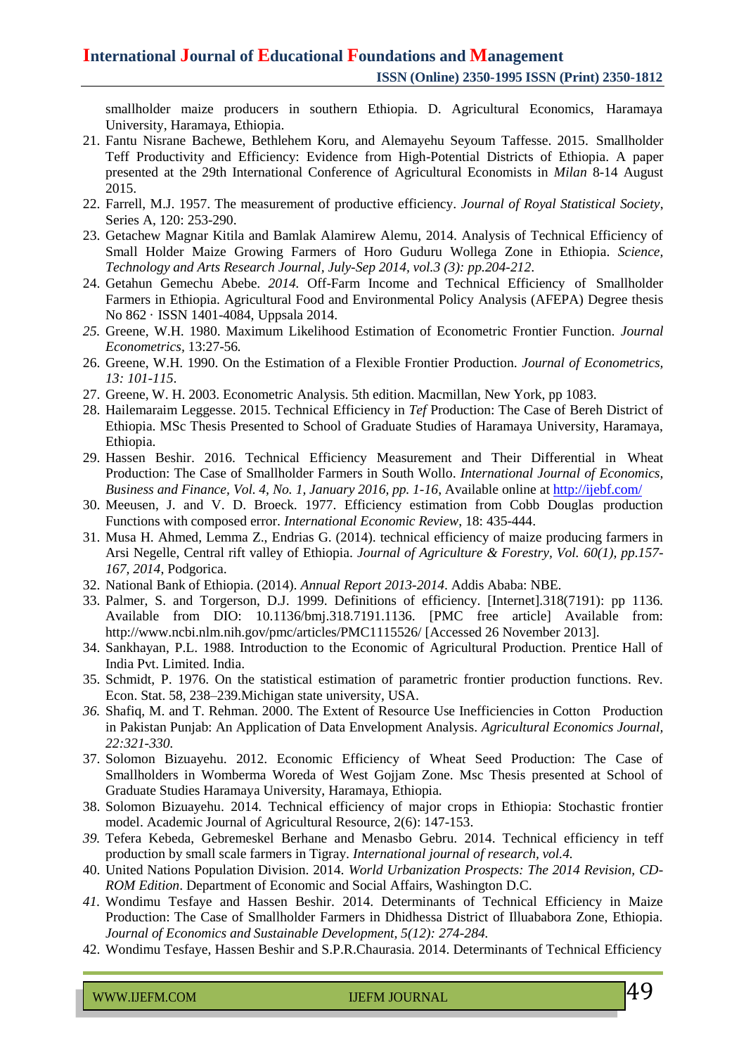smallholder maize producers in southern Ethiopia. D. Agricultural Economics, Haramaya University, Haramaya, Ethiopia.

21. Fantu Nisrane Bachewe, Bethlehem Koru, and Alemayehu Seyoum Taffesse. 2015. Smallholder Teff Productivity and Efficiency: Evidence from High-Potential Districts of Ethiopia. A paper presented at the 29th International Conference of Agricultural Economists in *Milan* 8-14 August 2015.
22. Farrell, M.J. 1957. The measurement of productive efficiency. *Journal of Royal Statistical Society*, Series A, 120: 253-290.
23. Getachew Magnar Kitila and Bamlak Alamirew Alemu, 2014. Analysis of Technical Efficiency of Small Holder Maize Growing Farmers of Horo Guduru Wollega Zone in Ethiopia. *Science, Technology and Arts Research Journal, July-Sep 2014, vol.3 (3): pp.204-212*.
24. Getahun Gemechu Abebe. *2014.* Off-Farm Income and Technical Efficiency of Smallholder Farmers in Ethiopia. Agricultural Food and Environmental Policy Analysis (AFEPA) Degree thesis No 862 · ISSN 1401-4084, Uppsala 2014.
25. Greene, W.H. 1980. Maximum Likelihood Estimation of Econometric Frontier Function. *Journal Econometrics*, 13:27-56.
26. Greene, W.H. 1990. On the Estimation of a Flexible Frontier Production. *Journal of Econometrics, 13: 101-115*.
27. Greene, W. H. 2003. Econometric Analysis. 5th edition. Macmillan, New York, pp 1083.
28. Hailemaraim Leggesse. 2015. Technical Efficiency in *Tef* Production: The Case of Bereh District of Ethiopia. MSc Thesis Presented to School of Graduate Studies of Haramaya University, Haramaya, Ethiopia.
29. Hassen Beshir. 2016. Technical Efficiency Measurement and Their Differential in Wheat Production: The Case of Smallholder Farmers in South Wollo. *International Journal of Economics, Business and Finance, Vol. 4, No. 1, January 2016, pp. 1-16*, Available online at http://ijebf.com/
30. Meeusen, J. and V. D. Broeck. 1977. Efficiency estimation from Cobb Douglas production Functions with composed error. *International Economic Review*, 18: 435-444.
31. Musa H. Ahmed, Lemma Z., Endrias G. (2014). technical efficiency of maize producing farmers in Arsi Negelle, Central rift valley of Ethiopia. *Journal of Agriculture & Forestry, Vol. 60(1), pp.157-167, 2014*, Podgorica.
32. National Bank of Ethiopia. (2014). *Annual Report 2013-2014*. Addis Ababa: NBE.
33. Palmer, S. and Torgerson, D.J. 1999. Definitions of efficiency. [Internet].318(7191): pp 1136. Available from DIO: 10.1136/bmj.318.7191.1136. [PMC free article] Available from: http://www.ncbi.nlm.nih.gov/pmc/articles/PMC1115526/ [Accessed 26 November 2013].
34. Sankhayan, P.L. 1988. Introduction to the Economic of Agricultural Production. Prentice Hall of India Pvt. Limited. India.
35. Schmidt, P. 1976. On the statistical estimation of parametric frontier production functions. Rev. Econ. Stat. 58, 238–239.Michigan state university, USA.
36. Shafiq, M. and T. Rehman. 2000. The Extent of Resource Use Inefficiencies in Cotton Production in Pakistan Punjab: An Application of Data Envelopment Analysis. *Agricultural Economics Journal, 22:321-330.*
37. Solomon Bizuayehu. 2012. Economic Efficiency of Wheat Seed Production: The Case of Smallholders in Womberma Woreda of West Gojjam Zone. Msc Thesis presented at School of Graduate Studies Haramaya University, Haramaya, Ethiopia.
38. Solomon Bizuayehu. 2014. Technical efficiency of major crops in Ethiopia: Stochastic frontier model. Academic Journal of Agricultural Resource, 2(6): 147-153.
39. Tefera Kebeda, Gebremeskel Berhane and Menasbo Gebru. 2014. Technical efficiency in teff production by small scale farmers in Tigray. *International journal of research, vol.4.*
40. United Nations Population Division. 2014. *World Urbanization Prospects: The 2014 Revision, CD-ROM Edition*. Department of Economic and Social Affairs, Washington D.C.
41. Wondimu Tesfaye and Hassen Beshir. 2014. Determinants of Technical Efficiency in Maize Production: The Case of Smallholder Farmers in Dhidhessa District of Illuababora Zone, Ethiopia. *Journal of Economics and Sustainable Development, 5(12): 274-284.*
42. Wondimu Tesfaye, Hassen Beshir and S.P.R.Chaurasia. 2014. Determinants of Technical Efficiency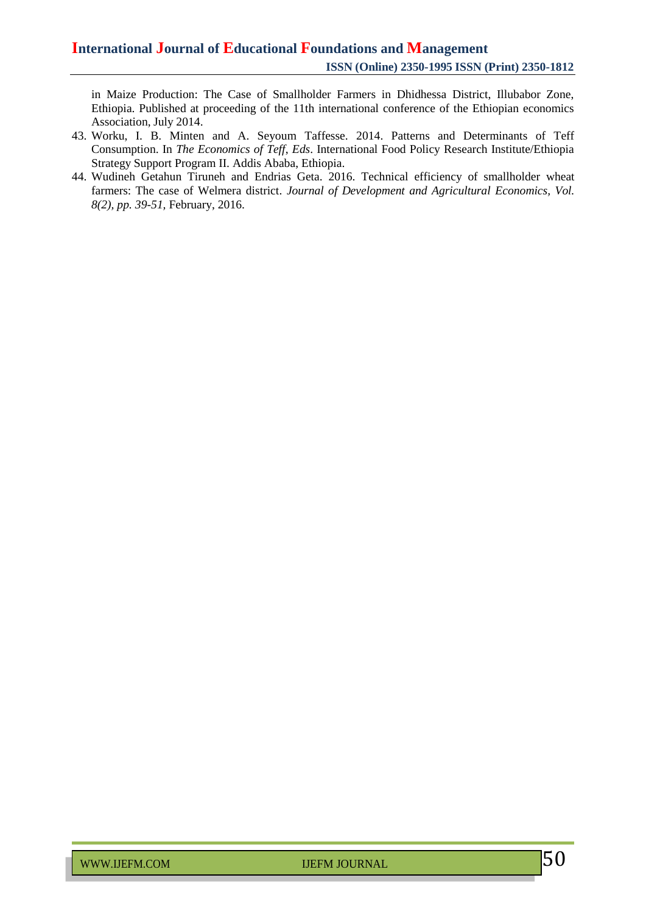in Maize Production: The Case of Smallholder Farmers in Dhidhessa District, Illubabor Zone, Ethiopia. Published at proceeding of the 11th international conference of the Ethiopian economics Association, July 2014.

43. Worku, I. B. Minten and A. Seyoum Taffesse. 2014. Patterns and Determinants of Teff Consumption. In *The Economics of Teff, Eds*. International Food Policy Research Institute/Ethiopia Strategy Support Program II. Addis Ababa, Ethiopia.
44. Wudineh Getahun Tiruneh and Endrias Geta. 2016. Technical efficiency of smallholder wheat farmers: The case of Welmera district. *Journal of Development and Agricultural Economics, Vol. 8(2), pp. 39-51,* February, 2016.